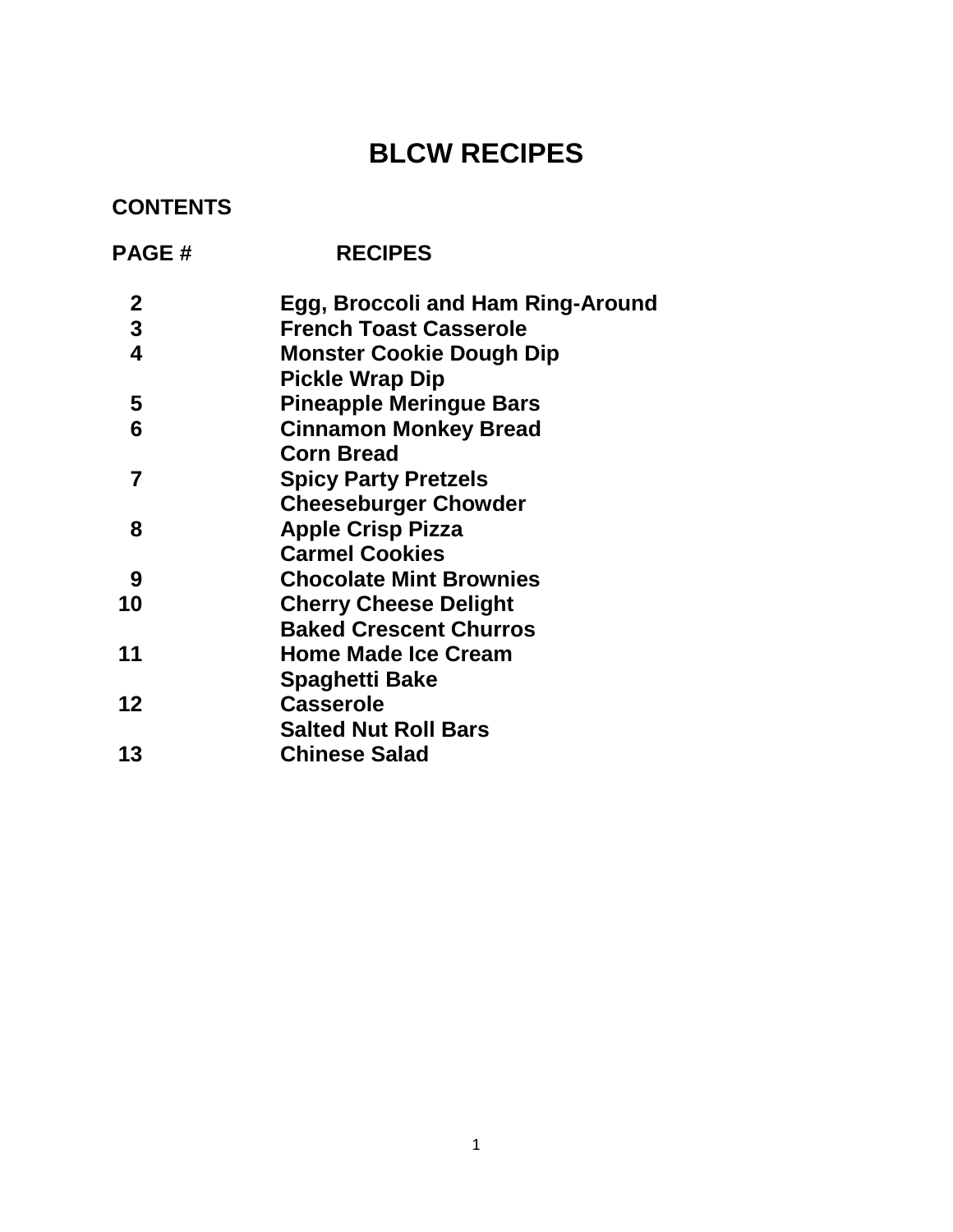# BLCW RECIPES

**CONTENTS**

| PAGE # | RECIPES |
|---|---|
| 2 | Egg, Broccoli and Ham Ring-Around |
| 3 | French Toast Casserole |
| 4 | Monster Cookie Dough Dip |
| | Pickle Wrap Dip |
| 5 | Pineapple Meringue Bars |
| 6 | Cinnamon Monkey Bread |
| | Corn Bread |
| 7 | Spicy Party Pretzels |
| | Cheeseburger Chowder |
| 8 | Apple Crisp Pizza |
| | Carmel Cookies |
| 9 | Chocolate Mint Brownies |
| 10 | Cherry Cheese Delight |
| | Baked Crescent Churros |
| 11 | Home Made Ice Cream |
| | Spaghetti Bake |
| 12 | Casserole |
| | Salted Nut Roll Bars |
| 13 | Chinese Salad |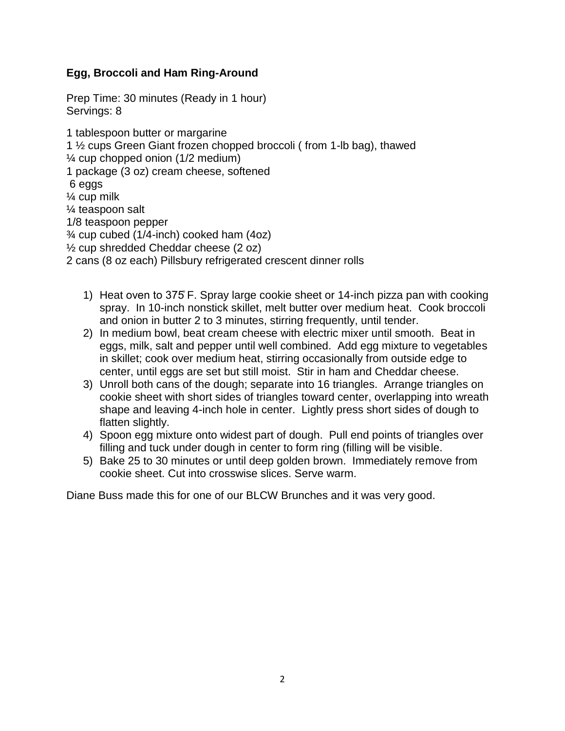**Egg, Broccoli and Ham Ring-Around**

Prep Time: 30 minutes (Ready in 1 hour)
Servings: 8

1 tablespoon butter or margarine
1 ½ cups Green Giant frozen chopped broccoli ( from 1-lb bag), thawed
¼ cup chopped onion (1/2 medium)
1 package (3 oz) cream cheese, softened
6 eggs
¼ cup milk
¼ teaspoon salt
1/8 teaspoon pepper
¾ cup cubed (1/4-inch) cooked ham (4oz)
½ cup shredded Cheddar cheese (2 oz)
2 cans (8 oz each) Pillsbury refrigerated crescent dinner rolls

1) Heat oven to 375° F. Spray large cookie sheet or 14-inch pizza pan with cooking spray. In 10-inch nonstick skillet, melt butter over medium heat. Cook broccoli and onion in butter 2 to 3 minutes, stirring frequently, until tender.
2) In medium bowl, beat cream cheese with electric mixer until smooth. Beat in eggs, milk, salt and pepper until well combined. Add egg mixture to vegetables in skillet; cook over medium heat, stirring occasionally from outside edge to center, until eggs are set but still moist. Stir in ham and Cheddar cheese.
3) Unroll both cans of the dough; separate into 16 triangles. Arrange triangles on cookie sheet with short sides of triangles toward center, overlapping into wreath shape and leaving 4-inch hole in center. Lightly press short sides of dough to flatten slightly.
4) Spoon egg mixture onto widest part of dough. Pull end points of triangles over filling and tuck under dough in center to form ring (filling will be visible.
5) Bake 25 to 30 minutes or until deep golden brown. Immediately remove from cookie sheet. Cut into crosswise slices. Serve warm.

Diane Buss made this for one of our BLCW Brunches and it was very good.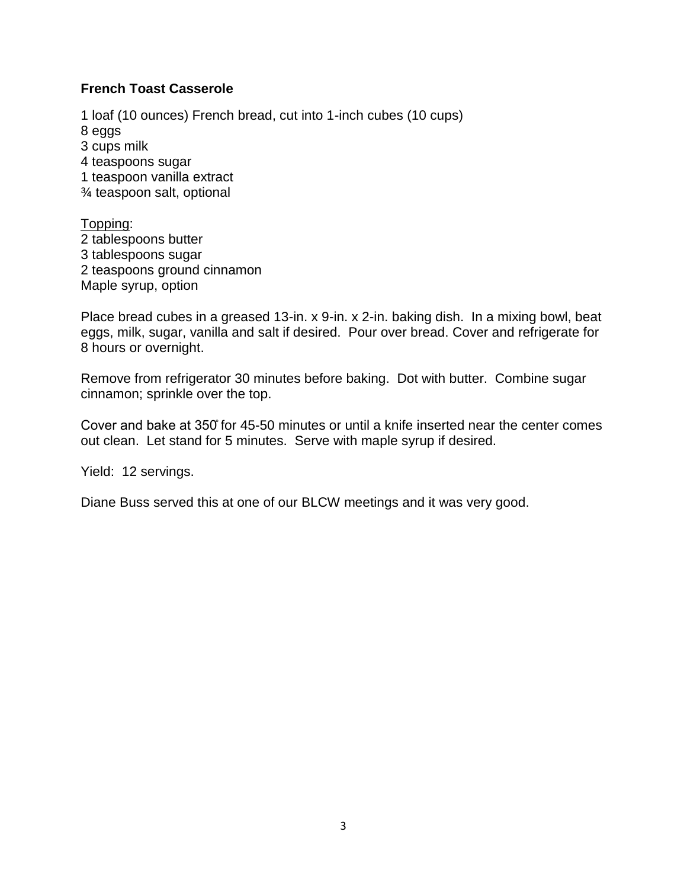**French Toast Casserole**

1 loaf (10 ounces) French bread, cut into 1-inch cubes (10 cups)  
8 eggs  
3 cups milk  
4 teaspoons sugar  
1 teaspoon vanilla extract  
¾ teaspoon salt, optional

Topping:  
2 tablespoons butter  
3 tablespoons sugar  
2 teaspoons ground cinnamon  
Maple syrup, option

Place bread cubes in a greased 13-in. x 9-in. x 2-in. baking dish. In a mixing bowl, beat eggs, milk, sugar, vanilla and salt if desired. Pour over bread. Cover and refrigerate for 8 hours or overnight.

Remove from refrigerator 30 minutes before baking. Dot with butter. Combine sugar cinnamon; sprinkle over the top.

Cover and bake at 350° for 45-50 minutes or until a knife inserted near the center comes out clean. Let stand for 5 minutes. Serve with maple syrup if desired.

Yield: 12 servings.

Diane Buss served this at one of our BLCW meetings and it was very good.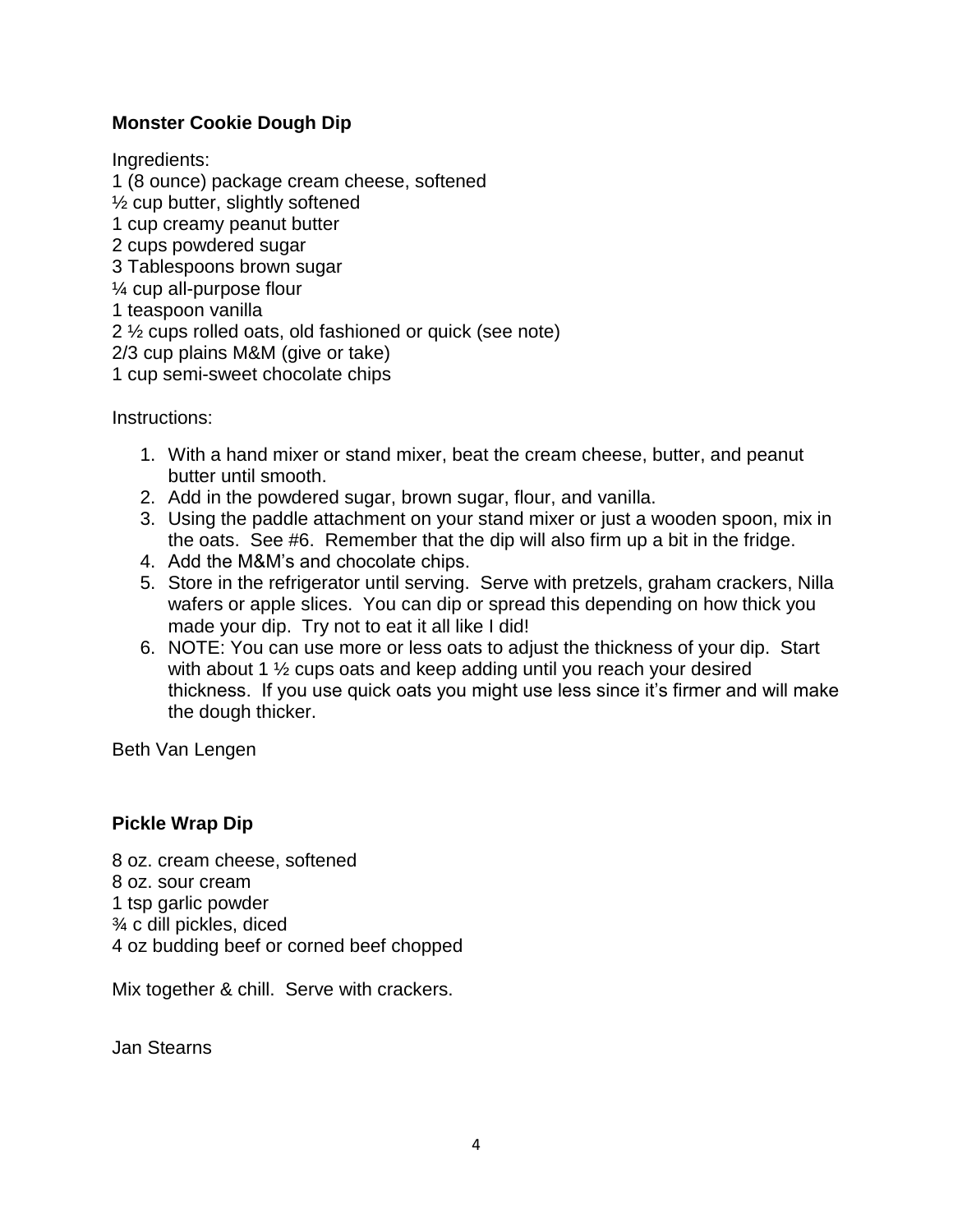**Monster Cookie Dough Dip**

Ingredients:
1 (8 ounce) package cream cheese, softened
½ cup butter, slightly softened
1 cup creamy peanut butter
2 cups powdered sugar
3 Tablespoons brown sugar
¼ cup all-purpose flour
1 teaspoon vanilla
2 ½ cups rolled oats, old fashioned or quick (see note)
2/3 cup plains M&M (give or take)
1 cup semi-sweet chocolate chips

Instructions:

1. With a hand mixer or stand mixer, beat the cream cheese, butter, and peanut butter until smooth.
2. Add in the powdered sugar, brown sugar, flour, and vanilla.
3. Using the paddle attachment on your stand mixer or just a wooden spoon, mix in the oats. See #6. Remember that the dip will also firm up a bit in the fridge.
4. Add the M&M's and chocolate chips.
5. Store in the refrigerator until serving. Serve with pretzels, graham crackers, Nilla wafers or apple slices. You can dip or spread this depending on how thick you made your dip. Try not to eat it all like I did!
6. NOTE: You can use more or less oats to adjust the thickness of your dip. Start with about 1 ½ cups oats and keep adding until you reach your desired thickness. If you use quick oats you might use less since it's firmer and will make the dough thicker.

Beth Van Lengen

**Pickle Wrap Dip**

8 oz. cream cheese, softened
8 oz. sour cream
1 tsp garlic powder
¾ c dill pickles, diced
4 oz budding beef or corned beef chopped

Mix together & chill. Serve with crackers.

Jan Stearns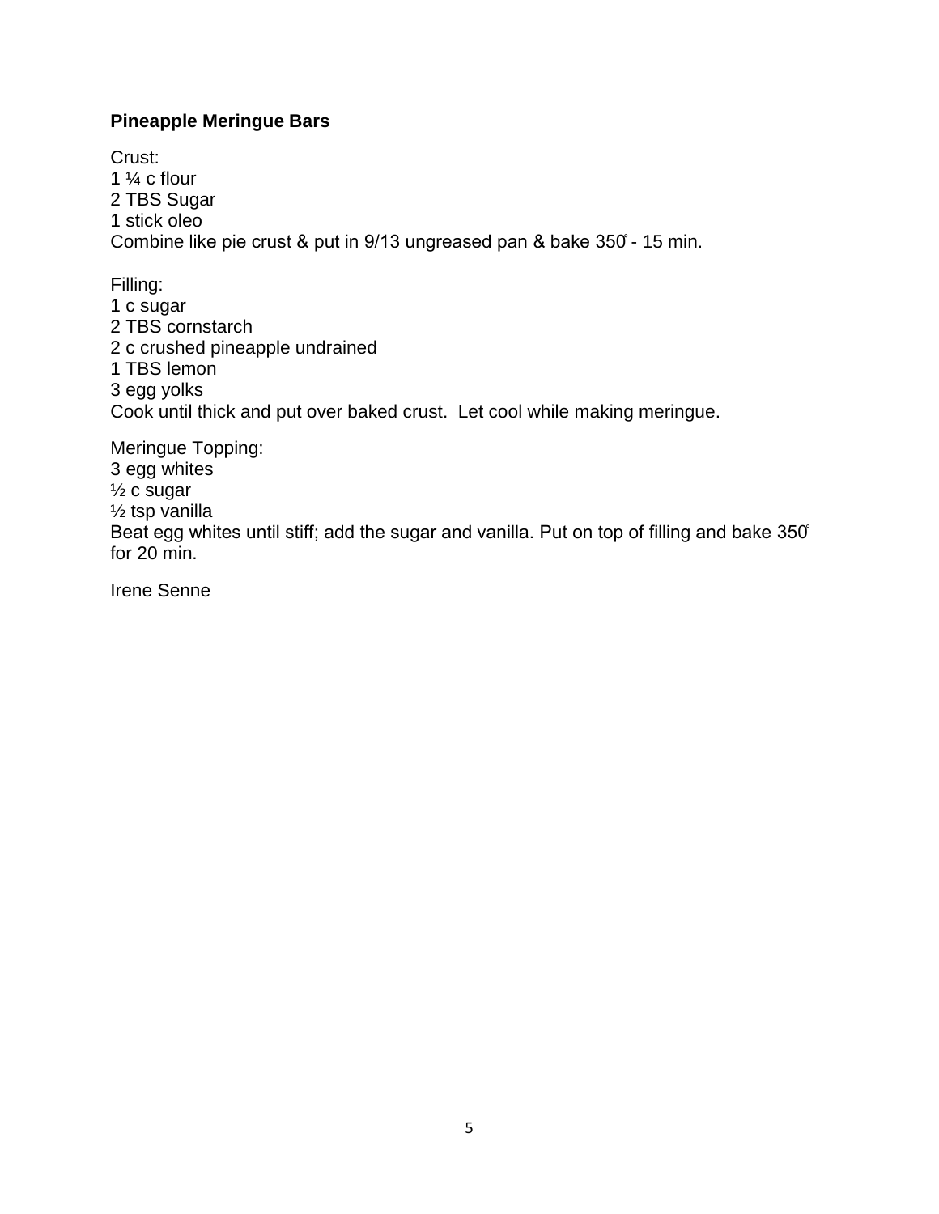**Pineapple Meringue Bars**

Crust:
1 ¼ c flour
2 TBS Sugar
1 stick oleo
Combine like pie crust & put in 9/13 ungreased pan & bake 350̊ - 15 min.

Filling:
1 c sugar
2 TBS cornstarch
2 c crushed pineapple undrained
1 TBS lemon
3 egg yolks
Cook until thick and put over baked crust. Let cool while making meringue.

Meringue Topping:
3 egg whites
½ c sugar
½ tsp vanilla
Beat egg whites until stiff; add the sugar and vanilla. Put on top of filling and bake 350̊ for 20 min.

Irene Senne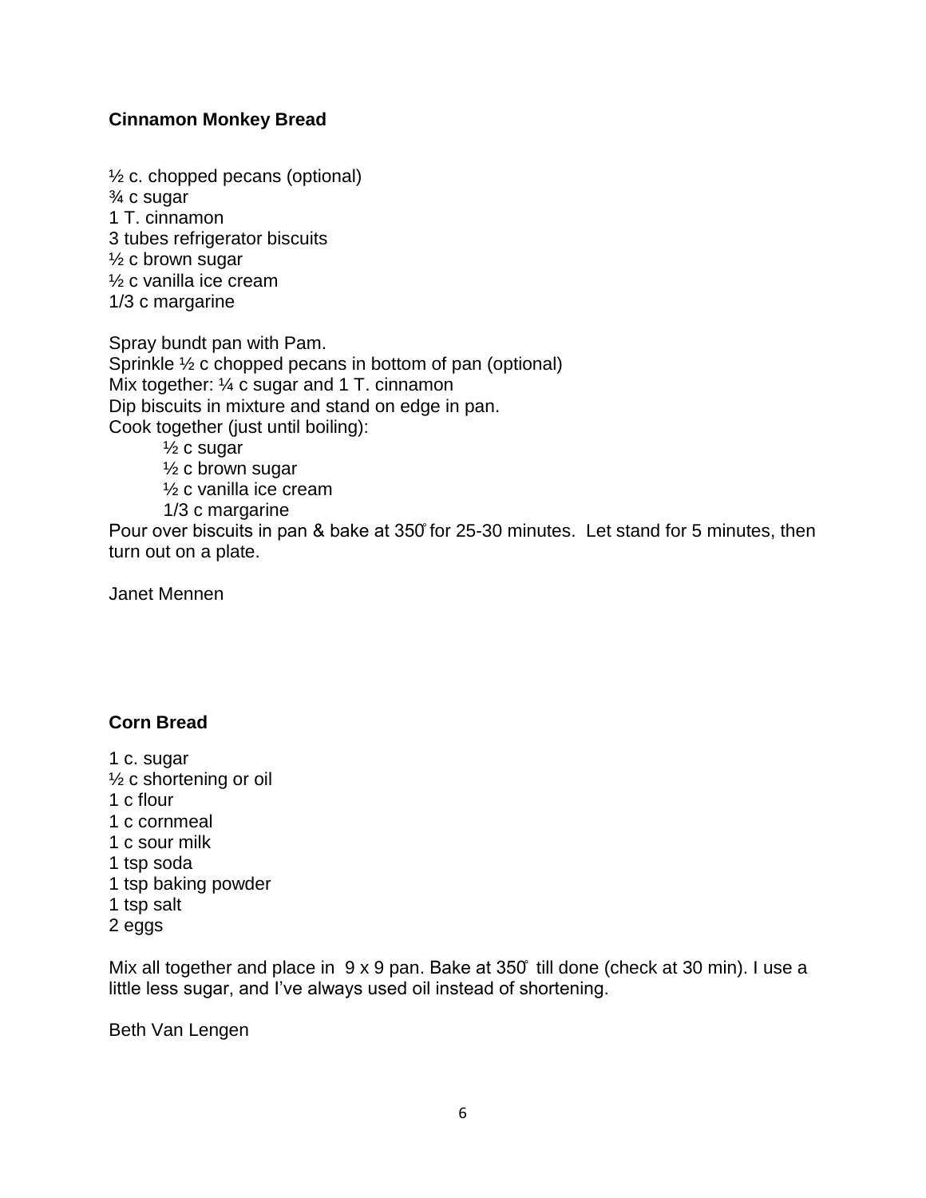**Cinnamon Monkey Bread**

½ c. chopped pecans (optional)
¾ c sugar
1 T. cinnamon
3 tubes refrigerator biscuits
½ c brown sugar
½ c vanilla ice cream
1/3 c margarine

Spray bundt pan with Pam.
Sprinkle ½ c chopped pecans in bottom of pan (optional)
Mix together: ¼ c sugar and 1 T. cinnamon
Dip biscuits in mixture and stand on edge in pan.
Cook together (just until boiling):

 ½ c sugar
 ½ c brown sugar
 ½ c vanilla ice cream
 1/3 c margarine

Pour over biscuits in pan & bake at 350° for 25-30 minutes. Let stand for 5 minutes, then turn out on a plate.

Janet Mennen

**Corn Bread**

1 c. sugar
½ c shortening or oil
1 c flour
1 c cornmeal
1 c sour milk
1 tsp soda
1 tsp baking powder
1 tsp salt
2 eggs

Mix all together and place in 9 x 9 pan. Bake at 350° till done (check at 30 min). I use a little less sugar, and I've always used oil instead of shortening.

Beth Van Lengen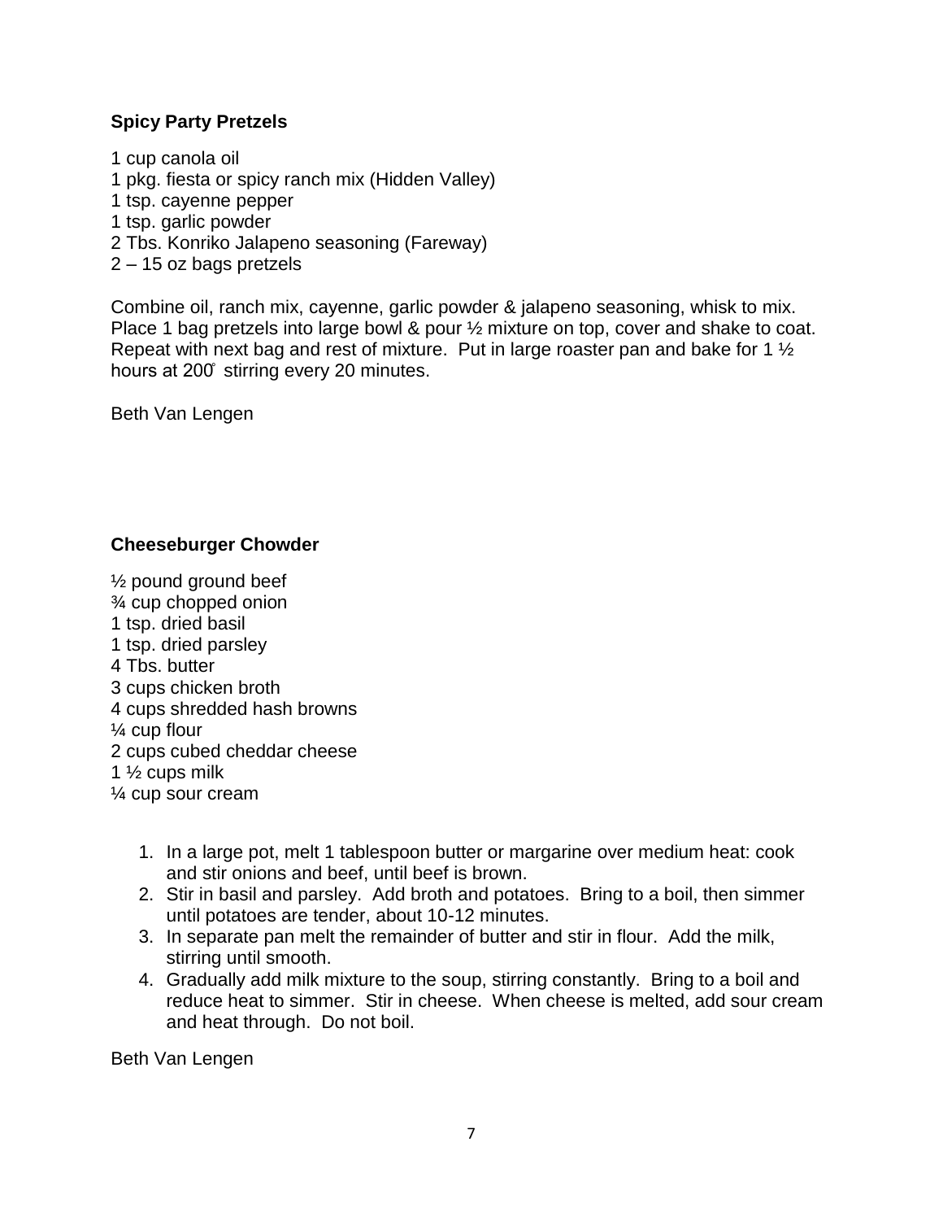**Spicy Party Pretzels**

1 cup canola oil
1 pkg. fiesta or spicy ranch mix (Hidden Valley)
1 tsp. cayenne pepper
1 tsp. garlic powder
2 Tbs. Konriko Jalapeno seasoning (Fareway)
2 – 15 oz bags pretzels

Combine oil, ranch mix, cayenne, garlic powder & jalapeno seasoning, whisk to mix. Place 1 bag pretzels into large bowl & pour ½ mixture on top, cover and shake to coat. Repeat with next bag and rest of mixture. Put in large roaster pan and bake for 1 ½ hours at 200̊ stirring every 20 minutes.

Beth Van Lengen

**Cheeseburger Chowder**

½ pound ground beef
¾ cup chopped onion
1 tsp. dried basil
1 tsp. dried parsley
4 Tbs. butter
3 cups chicken broth
4 cups shredded hash browns
¼ cup flour
2 cups cubed cheddar cheese
1 ½ cups milk
¼ cup sour cream

1. In a large pot, melt 1 tablespoon butter or margarine over medium heat: cook and stir onions and beef, until beef is brown.
2. Stir in basil and parsley. Add broth and potatoes. Bring to a boil, then simmer until potatoes are tender, about 10-12 minutes.
3. In separate pan melt the remainder of butter and stir in flour. Add the milk, stirring until smooth.
4. Gradually add milk mixture to the soup, stirring constantly. Bring to a boil and reduce heat to simmer. Stir in cheese. When cheese is melted, add sour cream and heat through. Do not boil.

Beth Van Lengen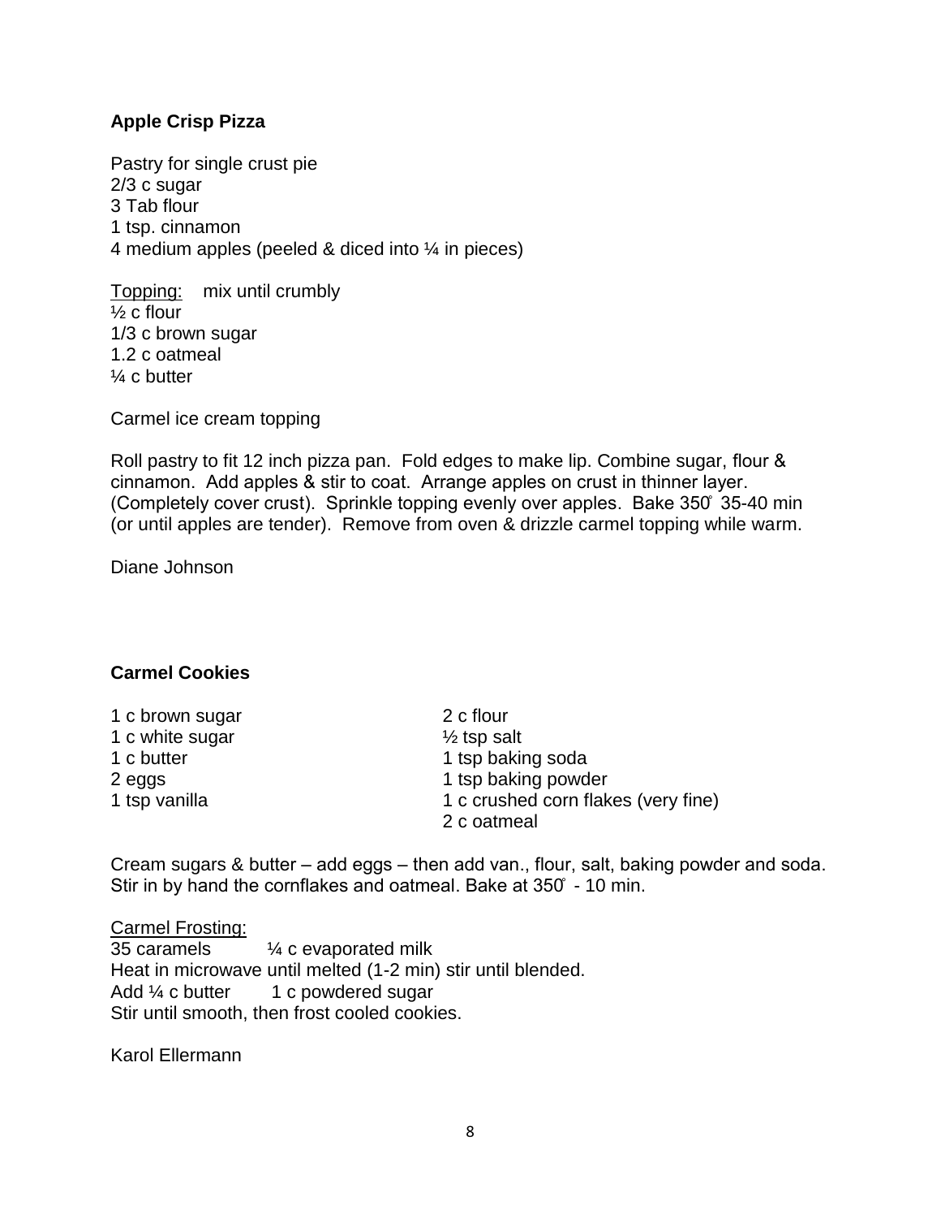**Apple Crisp Pizza**

Pastry for single crust pie
2/3 c sugar
3 Tab flour
1 tsp. cinnamon
4 medium apples (peeled & diced into ¼ in pieces)

<u>Topping:</u> mix until crumbly
½ c flour
1/3 c brown sugar
1.2 c oatmeal
¼ c butter

Carmel ice cream topping

Roll pastry to fit 12 inch pizza pan. Fold edges to make lip. Combine sugar, flour & cinnamon. Add apples & stir to coat. Arrange apples on crust in thinner layer. (Completely cover crust). Sprinkle topping evenly over apples. Bake 350̊ 35-40 min (or until apples are tender). Remove from oven & drizzle carmel topping while warm.

Diane Johnson

**Carmel Cookies**

1 c brown sugar
1 c white sugar
1 c butter
2 eggs
1 tsp vanilla
2 c flour
½ tsp salt
1 tsp baking soda
1 tsp baking powder
1 c crushed corn flakes (very fine)
2 c oatmeal

Cream sugars & butter – add eggs – then add van., flour, salt, baking powder and soda. Stir in by hand the cornflakes and oatmeal. Bake at 350̊ - 10 min.

<u>Carmel Frosting:</u>
35 caramels ¼ c evaporated milk
Heat in microwave until melted (1-2 min) stir until blended.
Add ¼ c butter 1 c powdered sugar
Stir until smooth, then frost cooled cookies.

Karol Ellermann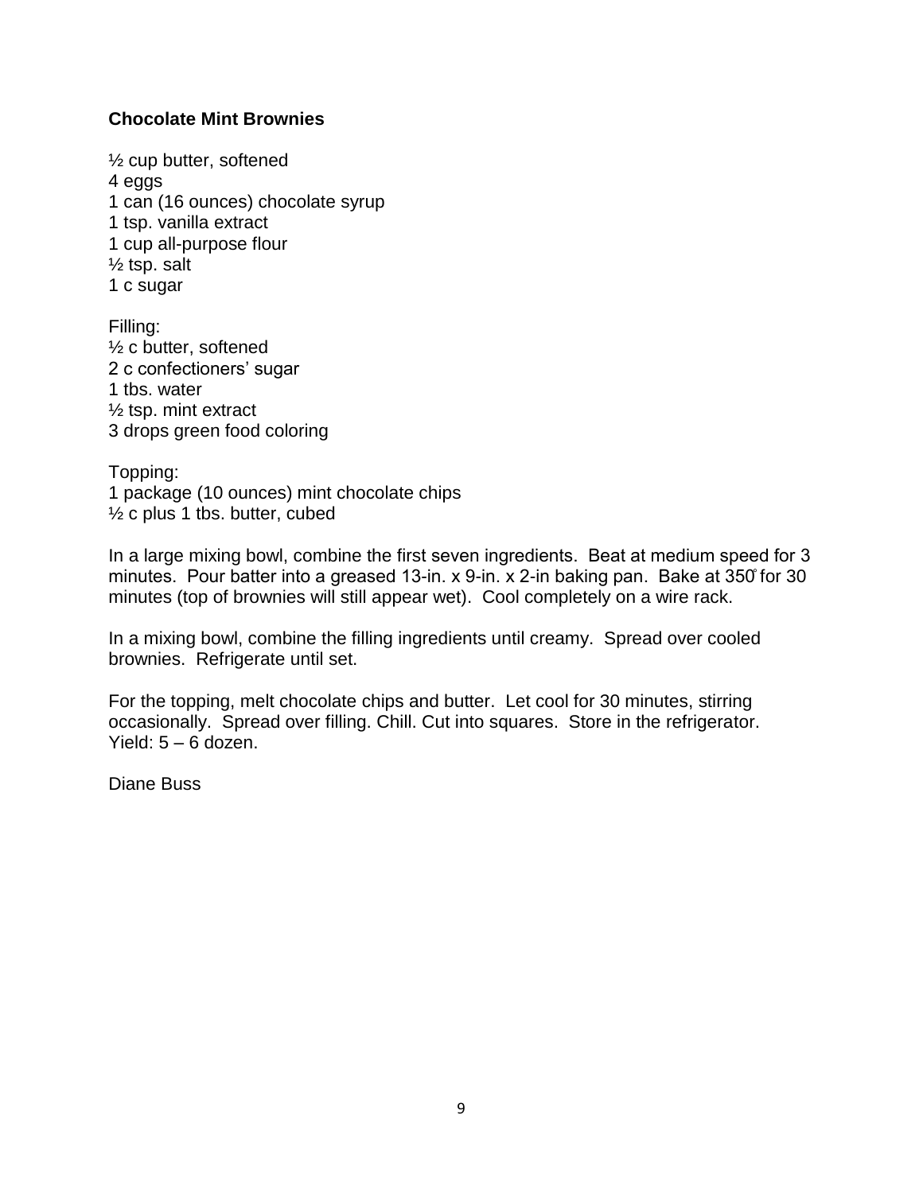**Chocolate Mint Brownies**

½ cup butter, softened
4 eggs
1 can (16 ounces) chocolate syrup
1 tsp. vanilla extract
1 cup all-purpose flour
½ tsp. salt
1 c sugar

Filling:
½ c butter, softened
2 c confectioners' sugar
1 tbs. water
½ tsp. mint extract
3 drops green food coloring

Topping:
1 package (10 ounces) mint chocolate chips
½ c plus 1 tbs. butter, cubed

In a large mixing bowl, combine the first seven ingredients. Beat at medium speed for 3 minutes. Pour batter into a greased 13-in. x 9-in. x 2-in baking pan. Bake at 350° for 30 minutes (top of brownies will still appear wet). Cool completely on a wire rack.

In a mixing bowl, combine the filling ingredients until creamy. Spread over cooled brownies. Refrigerate until set.

For the topping, melt chocolate chips and butter. Let cool for 30 minutes, stirring occasionally. Spread over filling. Chill. Cut into squares. Store in the refrigerator.
Yield: 5 – 6 dozen.

Diane Buss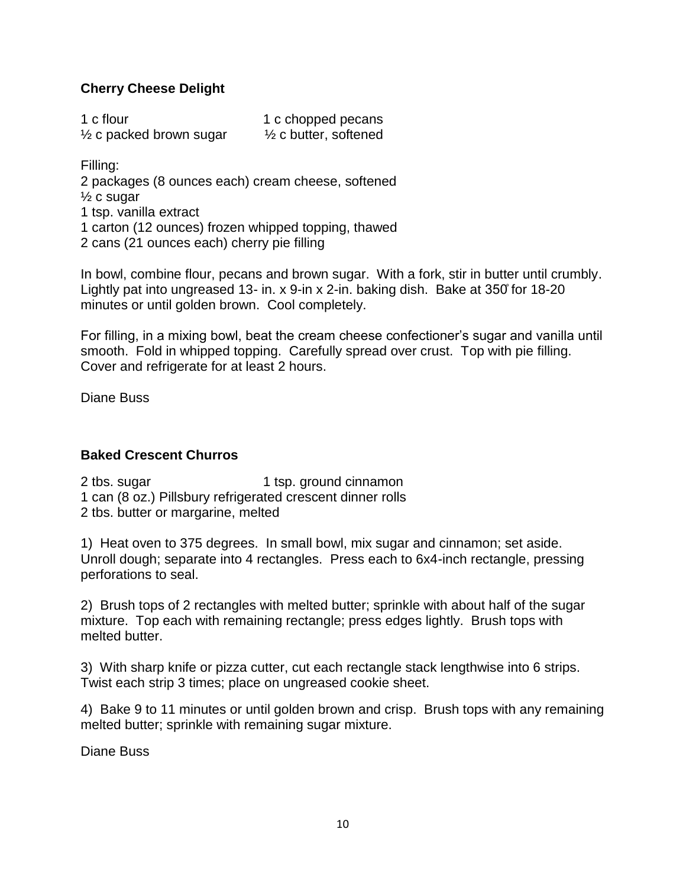## Cherry Cheese Delight

1 c flour
1 c chopped pecans
½ c packed brown sugar
½ c butter, softened

Filling:
2 packages (8 ounces each) cream cheese, softened
½ c sugar
1 tsp. vanilla extract
1 carton (12 ounces) frozen whipped topping, thawed
2 cans (21 ounces each) cherry pie filling

In bowl, combine flour, pecans and brown sugar. With a fork, stir in butter until crumbly. Lightly pat into ungreased 13- in. x 9-in x 2-in. baking dish. Bake at 350° for 18-20 minutes or until golden brown. Cool completely.

For filling, in a mixing bowl, beat the cream cheese confectioner's sugar and vanilla until smooth. Fold in whipped topping. Carefully spread over crust. Top with pie filling. Cover and refrigerate for at least 2 hours.

Diane Buss

## Baked Crescent Churros

2 tbs. sugar
1 tsp. ground cinnamon
1 can (8 oz.) Pillsbury refrigerated crescent dinner rolls
2 tbs. butter or margarine, melted

1) Heat oven to 375 degrees. In small bowl, mix sugar and cinnamon; set aside. Unroll dough; separate into 4 rectangles. Press each to 6x4-inch rectangle, pressing perforations to seal.

2) Brush tops of 2 rectangles with melted butter; sprinkle with about half of the sugar mixture. Top each with remaining rectangle; press edges lightly. Brush tops with melted butter.

3) With sharp knife or pizza cutter, cut each rectangle stack lengthwise into 6 strips. Twist each strip 3 times; place on ungreased cookie sheet.

4) Bake 9 to 11 minutes or until golden brown and crisp. Brush tops with any remaining melted butter; sprinkle with remaining sugar mixture.

Diane Buss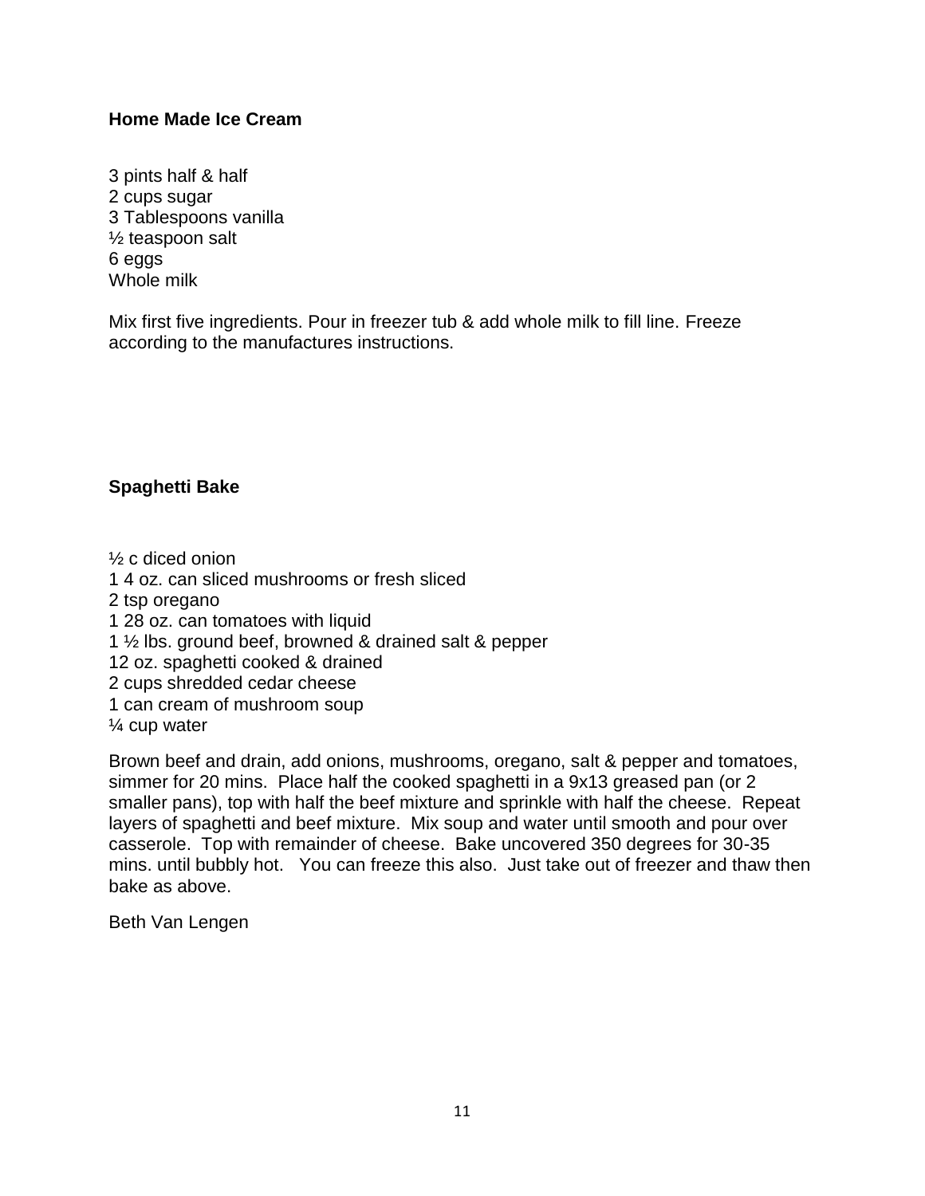## Home Made Ice Cream

3 pints half & half
2 cups sugar
3 Tablespoons vanilla
½ teaspoon salt
6 eggs
Whole milk

Mix first five ingredients. Pour in freezer tub & add whole milk to fill line. Freeze according to the manufactures instructions.

## Spaghetti Bake

½ c diced onion
1 4 oz. can sliced mushrooms or fresh sliced
2 tsp oregano
1 28 oz. can tomatoes with liquid
1 ½ lbs. ground beef, browned & drained salt & pepper
12 oz. spaghetti cooked & drained
2 cups shredded cedar cheese
1 can cream of mushroom soup
¼ cup water

Brown beef and drain, add onions, mushrooms, oregano, salt & pepper and tomatoes, simmer for 20 mins. Place half the cooked spaghetti in a 9x13 greased pan (or 2 smaller pans), top with half the beef mixture and sprinkle with half the cheese. Repeat layers of spaghetti and beef mixture. Mix soup and water until smooth and pour over casserole. Top with remainder of cheese. Bake uncovered 350 degrees for 30-35 mins. until bubbly hot. You can freeze this also. Just take out of freezer and thaw then bake as above.

Beth Van Lengen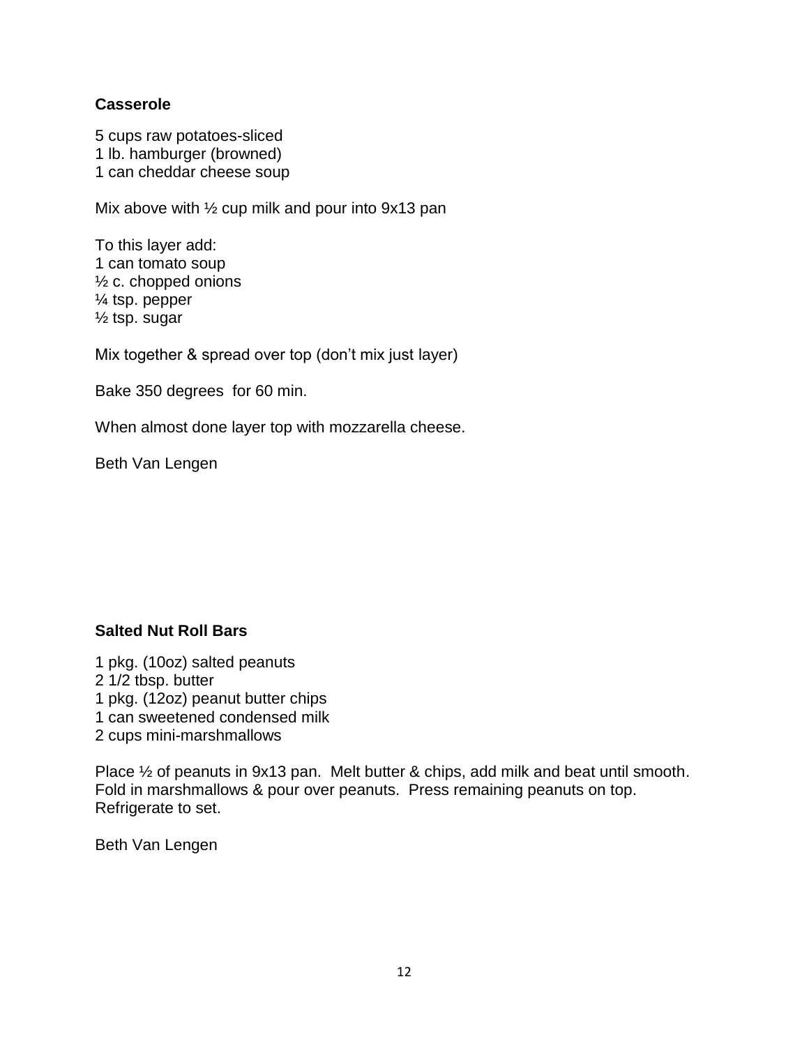**Casserole**

5 cups raw potatoes-sliced
1 lb. hamburger (browned)
1 can cheddar cheese soup

Mix above with ½ cup milk and pour into 9x13 pan

To this layer add:
1 can tomato soup
½ c. chopped onions
¼ tsp. pepper
½ tsp. sugar

Mix together & spread over top (don't mix just layer)

Bake 350 degrees for 60 min.

When almost done layer top with mozzarella cheese.

Beth Van Lengen

**Salted Nut Roll Bars**

1 pkg. (10oz) salted peanuts
2 1/2 tbsp. butter
1 pkg. (12oz) peanut butter chips
1 can sweetened condensed milk
2 cups mini-marshmallows

Place ½ of peanuts in 9x13 pan. Melt butter & chips, add milk and beat until smooth. Fold in marshmallows & pour over peanuts. Press remaining peanuts on top. Refrigerate to set.

Beth Van Lengen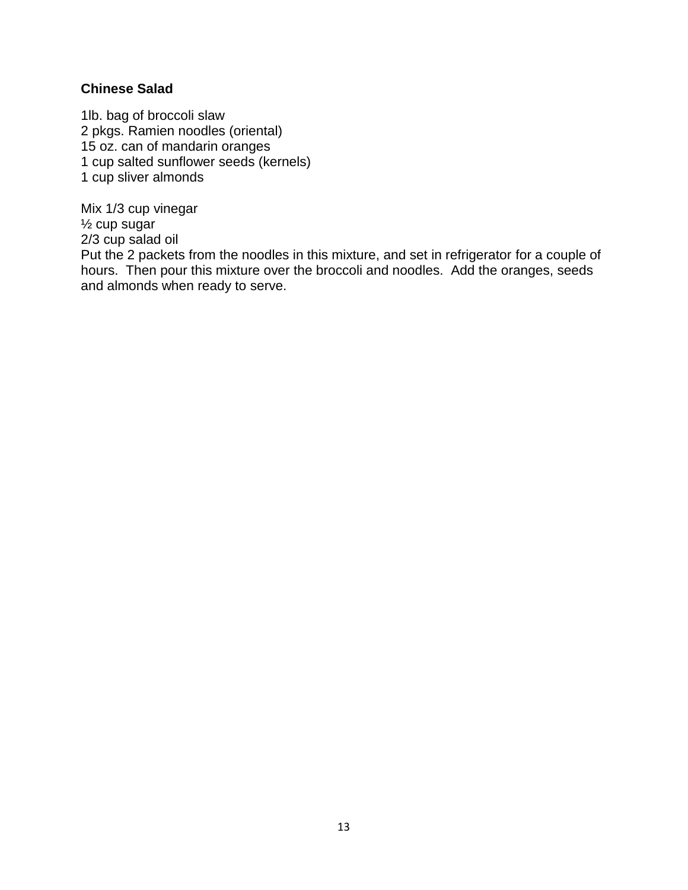**Chinese Salad**

1lb. bag of broccoli slaw
2 pkgs. Ramien noodles (oriental)
15 oz. can of mandarin oranges
1 cup salted sunflower seeds (kernels)
1 cup sliver almonds

Mix 1/3 cup vinegar
½ cup sugar
2/3 cup salad oil
Put the 2 packets from the noodles in this mixture, and set in refrigerator for a couple of hours. Then pour this mixture over the broccoli and noodles. Add the oranges, seeds and almonds when ready to serve.